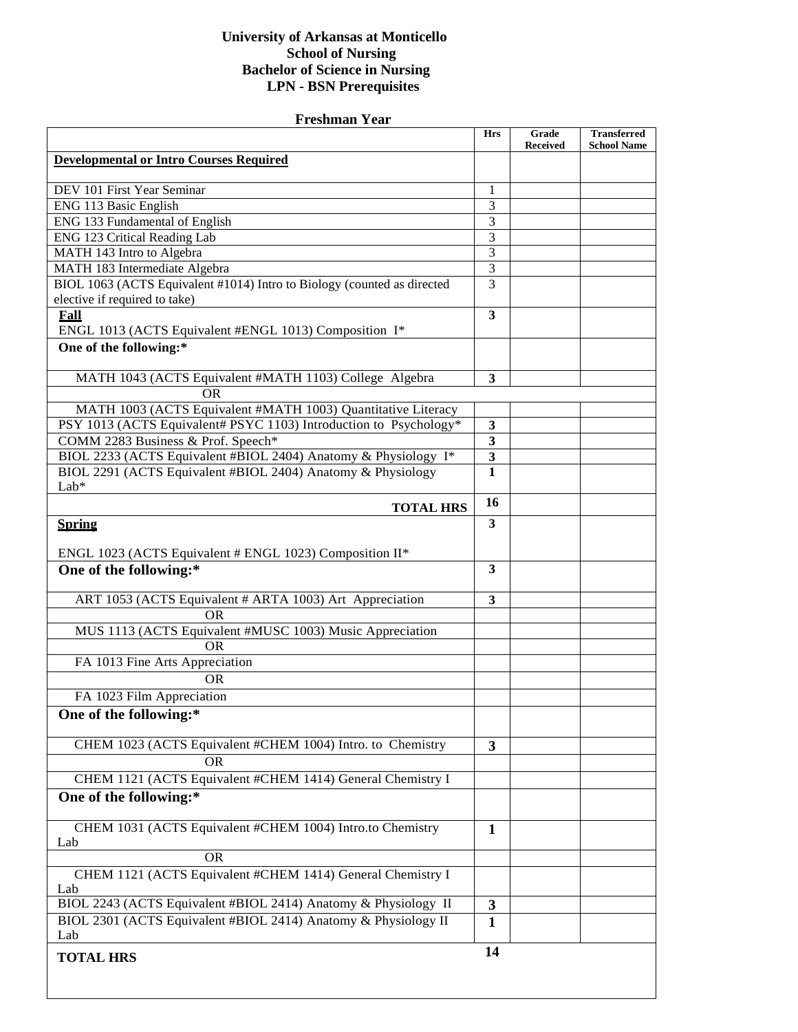# University of Arkansas at Monticello
## School of Nursing
## Bachelor of Science in Nursing
## LPN - BSN Prerequisites

### Freshman Year

| | Hrs | Grade Received | Transferred School Name |
|---|---|---|---|
| **Developmental or Intro Courses Required** | | | |
| DEV 101 First Year Seminar | 1 | | |
| ENG 113 Basic English | 3 | | |
| ENG 133 Fundamental of English | 3 | | |
| ENG 123 Critical Reading Lab | 3 | | |
| MATH 143 Intro to Algebra | 3 | | |
| MATH 183 Intermediate Algebra | 3 | | |
| BIOL 1063 (ACTS Equivalent #1014) Intro to Biology (counted as directed elective if required to take) | 3 | | |
| **Fall** ENGL 1013 (ACTS Equivalent #ENGL 1013) Composition I* | **3** | | |
| **One of the following:*** | | | |
| MATH 1043 (ACTS Equivalent #MATH 1103) College Algebra | **3** | | |
| OR | | | |
| MATH 1003 (ACTS Equivalent #MATH 1003) Quantitative Literacy | | | |
| PSY 1013 (ACTS Equivalent# PSYC 1103) Introduction to Psychology* | **3** | | |
| COMM 2283 Business & Prof. Speech* | **3** | | |
| BIOL 2233 (ACTS Equivalent #BIOL 2404) Anatomy & Physiology I* | **3** | | |
| BIOL 2291 (ACTS Equivalent #BIOL 2404) Anatomy & Physiology Lab* | **1** | | |
| **TOTAL HRS** | **16** | | |
| **Spring** ENGL 1023 (ACTS Equivalent # ENGL 1023) Composition II* | **3** | | |
| **One of the following:*** | **3** | | |
| ART 1053 (ACTS Equivalent # ARTA 1003) Art Appreciation | **3** | | |
| OR | | | |
| MUS 1113 (ACTS Equivalent #MUSC 1003) Music Appreciation | | | |
| OR | | | |
| FA 1013 Fine Arts Appreciation | | | |
| OR | | | |
| FA 1023 Film Appreciation | | | |
| **One of the following:*** | | | |
| CHEM 1023 (ACTS Equivalent #CHEM 1004) Intro. to Chemistry | **3** | | |
| OR | | | |
| CHEM 1121 (ACTS Equivalent #CHEM 1414) General Chemistry I | | | |
| **One of the following:*** | | | |
| CHEM 1031 (ACTS Equivalent #CHEM 1004) Intro.to Chemistry Lab | **1** | | |
| OR | | | |
| CHEM 1121 (ACTS Equivalent #CHEM 1414) General Chemistry I Lab | | | |
| BIOL 2243 (ACTS Equivalent #BIOL 2414) Anatomy & Physiology II | **3** | | |
| BIOL 2301 (ACTS Equivalent #BIOL 2414) Anatomy & Physiology II Lab | **1** | | |
| **TOTAL HRS** | **14** | | |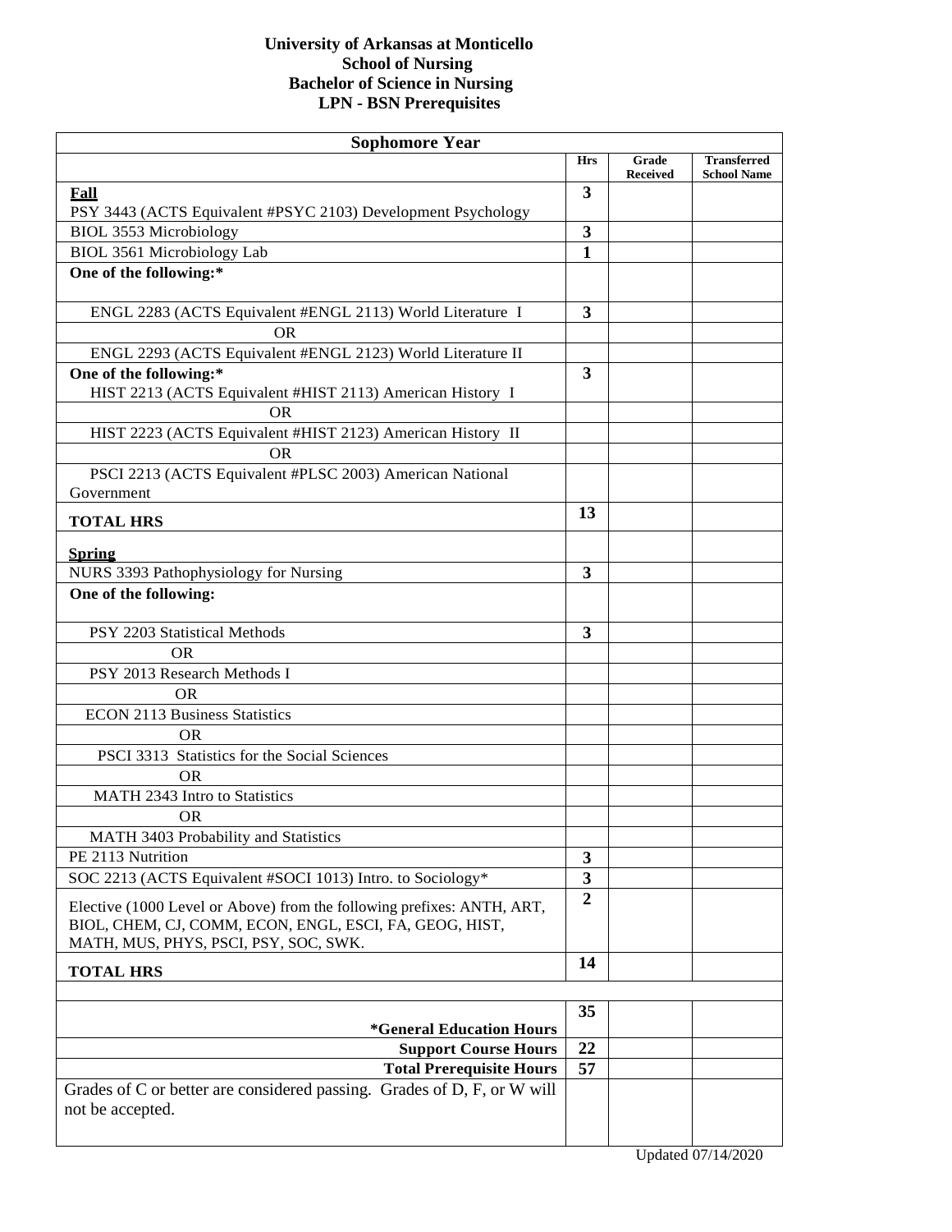**University of Arkansas at Monticello**
**School of Nursing**
**Bachelor of Science in Nursing**
**LPN - BSN Prerequisites**

| Sophomore Year | | | |
|---|---|---|---|
| | **Hrs** | **Grade Received** | **Transferred School Name** |
| **Fall** PSY 3443 (ACTS Equivalent #PSYC 2103) Development Psychology | **3** | | |
| BIOL 3553 Microbiology | **3** | | |
| BIOL 3561 Microbiology Lab | **1** | | |
| **One of the following:*** | | | |
| ENGL 2283 (ACTS Equivalent #ENGL 2113) World Literature I | **3** | | |
| OR | | | |
| ENGL 2293 (ACTS Equivalent #ENGL 2123) World Literature II | | | |
| **One of the following:*** HIST 2213 (ACTS Equivalent #HIST 2113) American History I | **3** | | |
| OR | | | |
| HIST 2223 (ACTS Equivalent #HIST 2123) American History II | | | |
| OR | | | |
| PSCI 2213 (ACTS Equivalent #PLSC 2003) American National Government | | | |
| **TOTAL HRS** | **13** | | |
| **Spring** | | | |
| NURS 3393 Pathophysiology for Nursing | **3** | | |
| **One of the following:** | | | |
| PSY 2203 Statistical Methods | **3** | | |
| OR | | | |
| PSY 2013 Research Methods I | | | |
| OR | | | |
| ECON 2113 Business Statistics | | | |
| OR | | | |
| PSCI 3313 Statistics for the Social Sciences | | | |
| OR | | | |
| MATH 2343 Intro to Statistics | | | |
| OR | | | |
| MATH 3403 Probability and Statistics | | | |
| PE 2113 Nutrition | **3** | | |
| SOC 2213 (ACTS Equivalent #SOCI 1013) Intro. to Sociology* | **3** | | |
| Elective (1000 Level or Above) from the following prefixes: ANTH, ART, BIOL, CHEM, CJ, COMM, ECON, ENGL, ESCI, FA, GEOG, HIST, MATH, MUS, PHYS, PSCI, PSY, SOC, SWK. | **2** | | |
| **TOTAL HRS** | **14** | | |
| | | | |
| ***General Education Hours** | **35** | | |
| **Support Course Hours** | **22** | | |
| **Total Prerequisite Hours** | **57** | | |
| Grades of C or better are considered passing. Grades of D, F, or W will not be accepted. | | | |

Updated 07/14/2020